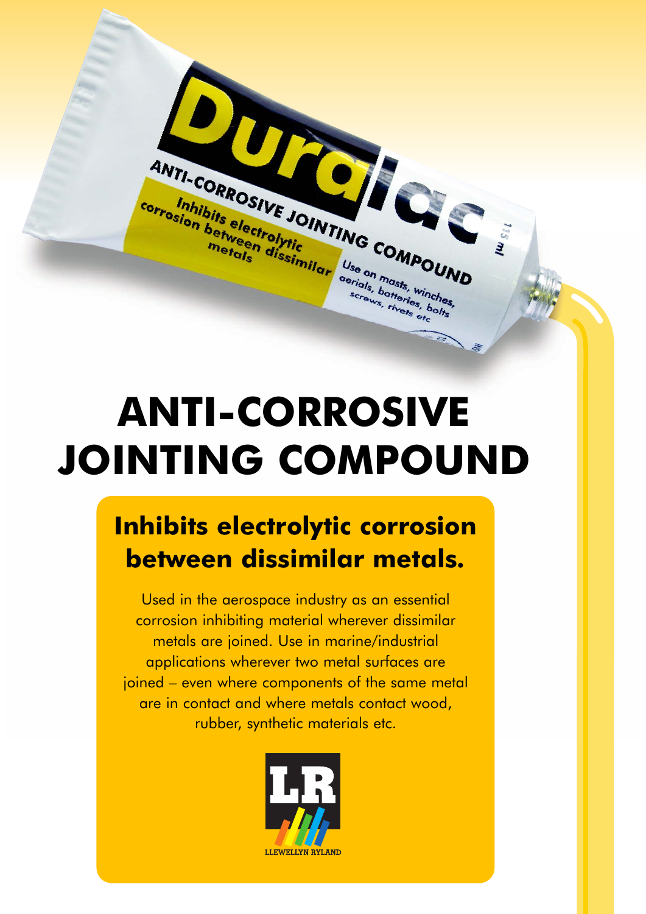# ANTI-CORROSIVE JOINTING COMPOUND

## Inhibits electrolytic corrosion between dissimilar metals.

Used in the aerospace industry as an essential corrosion inhibiting material wherever dissimilar metals are joined. Use in marine/industrial applications wherever two metal surfaces are joined – even where components of the same metal are in contact and where metals contact wood, rubber, synthetic materials etc.

LLEWELLYN RYLAND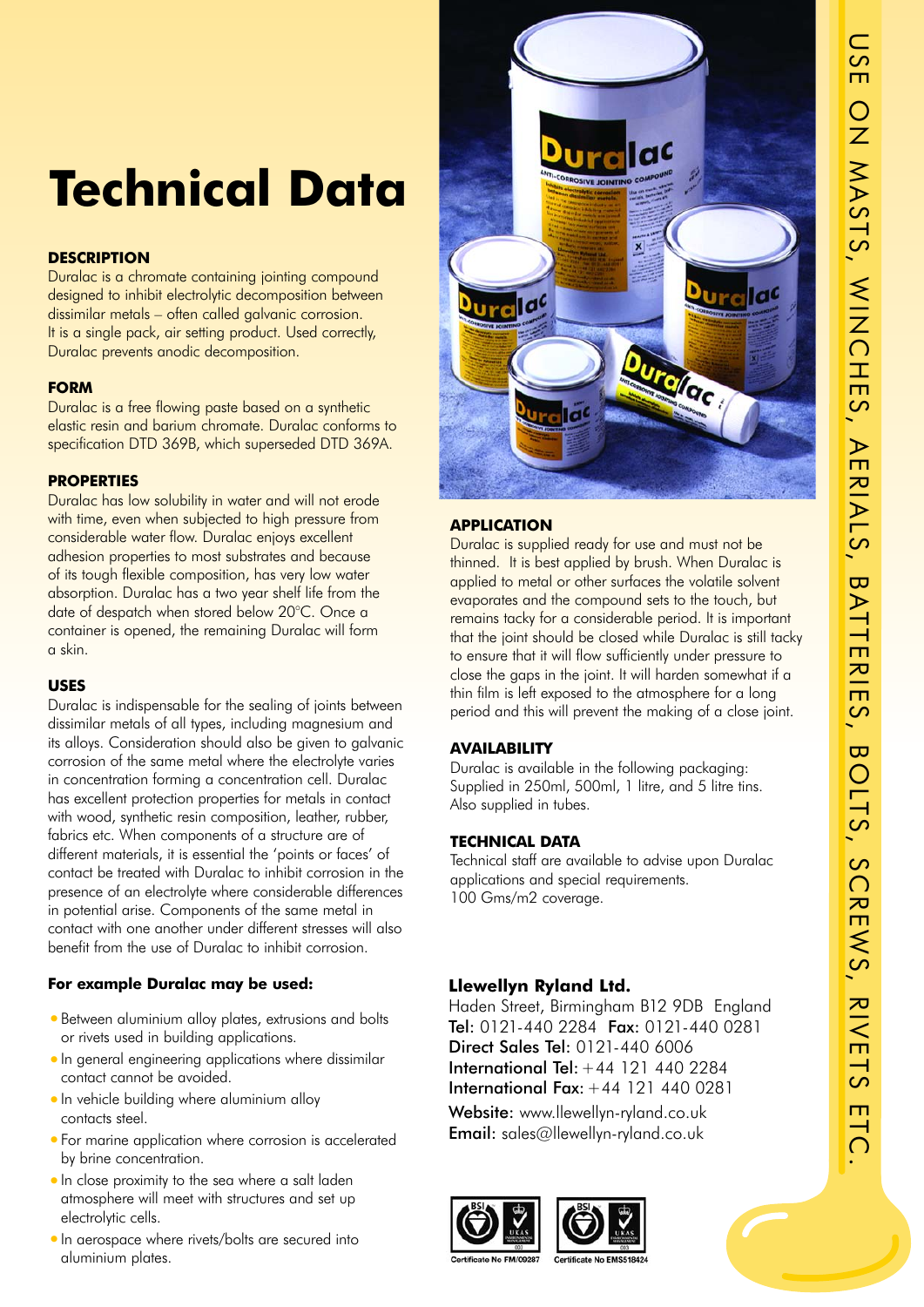# Technical Data

### DESCRIPTION

Duralac is a chromate containing jointing compound designed to inhibit electrolytic decomposition between dissimilar metals – often called galvanic corrosion. It is a single pack, air setting product. Used correctly, Duralac prevents anodic decomposition.

### FORM

Duralac is a free flowing paste based on a synthetic elastic resin and barium chromate. Duralac conforms to specification DTD 369B, which superseded DTD 369A.

### PROPERTIES

Duralac has low solubility in water and will not erode with time, even when subjected to high pressure from considerable water flow. Duralac enjoys excellent adhesion properties to most substrates and because of its tough flexible composition, has very low water absorption. Duralac has a two year shelf life from the date of despatch when stored below 20°C. Once a container is opened, the remaining Duralac will form a skin.

### USES

Duralac is indispensable for the sealing of joints between dissimilar metals of all types, including magnesium and its alloys. Consideration should also be given to galvanic corrosion of the same metal where the electrolyte varies in concentration forming a concentration cell. Duralac has excellent protection properties for metals in contact with wood, synthetic resin composition, leather, rubber, fabrics etc. When components of a structure are of different materials, it is essential the 'points or faces' of contact be treated with Duralac to inhibit corrosion in the presence of an electrolyte where considerable differences in potential arise. Components of the same metal in contact with one another under different stresses will also benefit from the use of Duralac to inhibit corrosion.

**For example Duralac may be used:**

- Between aluminium alloy plates, extrusions and bolts or rivets used in building applications.
- In general engineering applications where dissimilar contact cannot be avoided.
- In vehicle building where aluminium alloy contacts steel.
- For marine application where corrosion is accelerated by brine concentration.
- In close proximity to the sea where a salt laden atmosphere will meet with structures and set up electrolytic cells.
- In aerospace where rivets/bolts are secured into aluminium plates.

### APPLICATION

Duralac is supplied ready for use and must not be thinned. It is best applied by brush. When Duralac is applied to metal or other surfaces the volatile solvent evaporates and the compound sets to the touch, but remains tacky for a considerable period. It is important that the joint should be closed while Duralac is still tacky to ensure that it will flow sufficiently under pressure to close the gaps in the joint. It will harden somewhat if a thin film is left exposed to the atmosphere for a long period and this will prevent the making of a close joint.

### AVAILABILITY

Duralac is available in the following packaging:
Supplied in 250ml, 500ml, 1 litre, and 5 litre tins.
Also supplied in tubes.

### TECHNICAL DATA

Technical staff are available to advise upon Duralac applications and special requirements.
100 Gms/m2 coverage.

**Llewellyn Ryland Ltd.**
Haden Street, Birmingham B12 9DB England
**Tel:** 0121-440 2284 **Fax:** 0121-440 0281
**Direct Sales Tel:** 0121-440 6006
**International Tel:** +44 121 440 2284
**International Fax:** +44 121 440 0281
**Website:** www.llewellyn-ryland.co.uk
**Email:** sales@llewellyn-ryland.co.uk

Certificate No FM/09287 Certificate No EMS518424

USE ON MASTS, WINCHES, AERIALS, BATTERIES, BOLTS, SCREWS, RIVETS ETC.